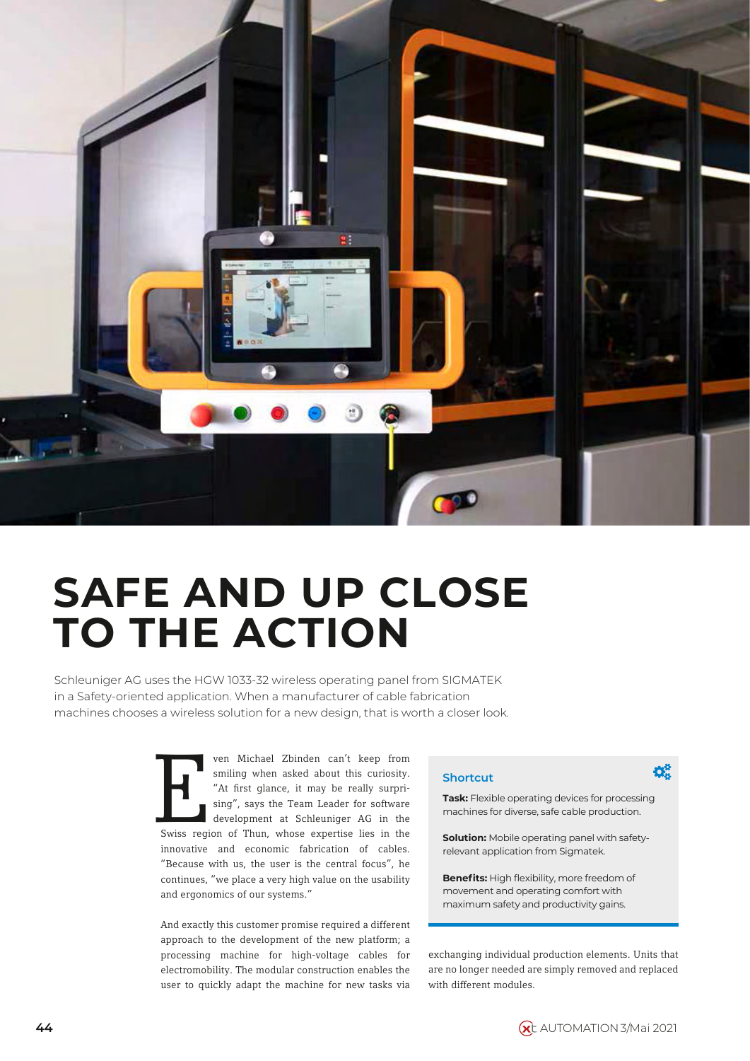# SAFE AND UP CLOSE TO THE ACTION

Schleuniger AG uses the HGW 1033-32 wireless operating panel from SIGMATEK in a Safety-oriented application. When a manufacturer of cable fabrication machines chooses a wireless solution for a new design, that is worth a closer look.

Even Michael Zbinden can't keep from smiling when asked about this curiosity. "At first glance, it may be really surprising", says the Team Leader for software development at Schleuniger AG in the Swiss region of Thun, whose expertise lies in the innovative and economic fabrication of cables. "Because with us, the user is the central focus", he continues, "we place a very high value on the usability and ergonomics of our systems."

And exactly this customer promise required a different approach to the development of the new platform; a processing machine for high-voltage cables for electromobility. The modular construction enables the user to quickly adapt the machine for new tasks via exchanging individual production elements. Units that are no longer needed are simply removed and replaced with different modules.

### Shortcut

**Task:** Flexible operating devices for processing machines for diverse, safe cable production.

**Solution:** Mobile operating panel with safety-relevant application from Sigmatek.

**Benefits:** High flexibility, more freedom of movement and operating comfort with maximum safety and productivity gains.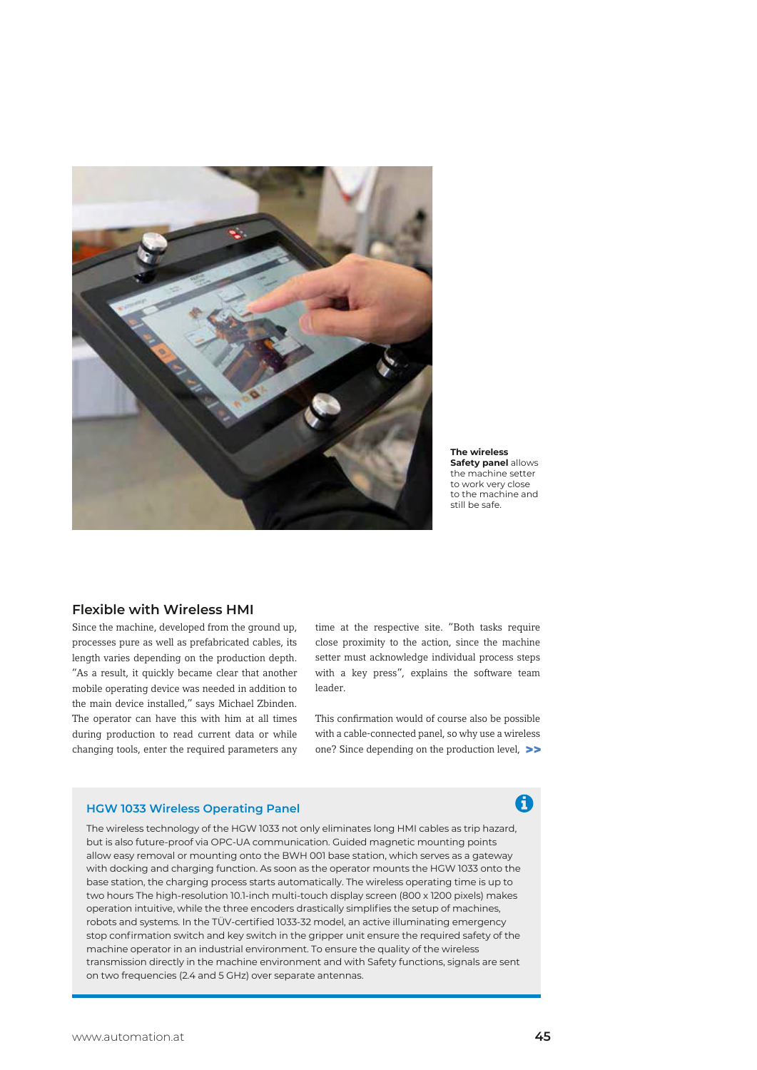**The wireless Safety panel** allows the machine setter to work very close to the machine and still be safe.

## Flexible with Wireless HMI

Since the machine, developed from the ground up, processes pure as well as prefabricated cables, its length varies depending on the production depth. "As a result, it quickly became clear that another mobile operating device was needed in addition to the main device installed," says Michael Zbinden. The operator can have this with him at all times during production to read current data or while changing tools, enter the required parameters any time at the respective site. "Both tasks require close proximity to the action, since the machine setter must acknowledge individual process steps with a key press", explains the software team leader.

This confirmation would of course also be possible with a cable-connected panel, so why use a wireless one? Since depending on the production level, >>

### HGW 1033 Wireless Operating Panel

The wireless technology of the HGW 1033 not only eliminates long HMI cables as trip hazard, but is also future-proof via OPC-UA communication. Guided magnetic mounting points allow easy removal or mounting onto the BWH 001 base station, which serves as a gateway with docking and charging function. As soon as the operator mounts the HGW 1033 onto the base station, the charging process starts automatically. The wireless operating time is up to two hours The high-resolution 10.1-inch multi-touch display screen (800 x 1200 pixels) makes operation intuitive, while the three encoders drastically simplifies the setup of machines, robots and systems. In the TÜV-certified 1033-32 model, an active illuminating emergency stop confirmation switch and key switch in the gripper unit ensure the required safety of the machine operator in an industrial environment. To ensure the quality of the wireless transmission directly in the machine environment and with Safety functions, signals are sent on two frequencies (2.4 and 5 GHz) over separate antennas.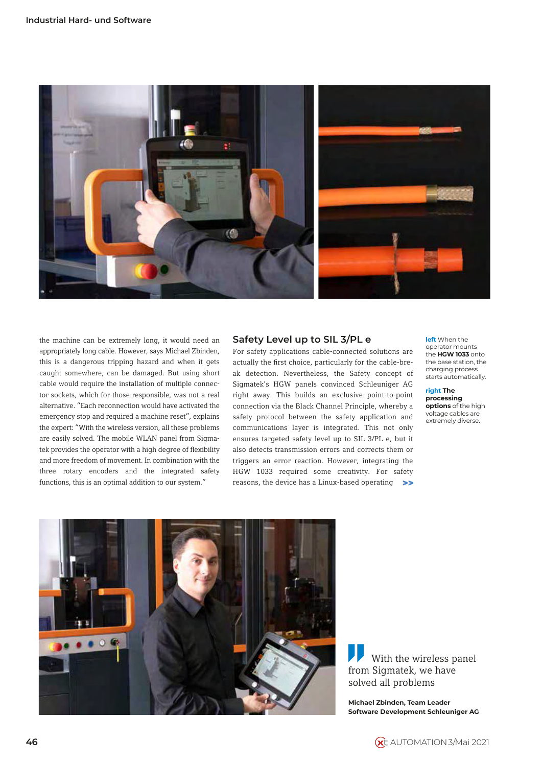the machine can be extremely long, it would need an appropriately long cable. However, says Michael Zbinden, this is a dangerous tripping hazard and when it gets caught somewhere, can be damaged. But using short cable would require the installation of multiple connector sockets, which for those responsible, was not a real alternative. "Each reconnection would have activated the emergency stop and required a machine reset", explains the expert: "With the wireless version, all these problems are easily solved. The mobile WLAN panel from Sigmatek provides the operator with a high degree of flexibility and more freedom of movement. In combination with the three rotary encoders and the integrated safety functions, this is an optimal addition to our system."

## Safety Level up to SIL 3/PL e

For safety applications cable-connected solutions are actually the first choice, particularly for the cable-break detection. Nevertheless, the Safety concept of Sigmatek's HGW panels convinced Schleuniger AG right away. This builds an exclusive point-to-point connection via the Black Channel Principle, whereby a safety protocol between the safety application and communications layer is integrated. This not only ensures targeted safety level up to SIL 3/PL e, but it also detects transmission errors and corrects them or triggers an error reaction. However, integrating the HGW 1033 required some creativity. For safety reasons, the device has a Linux-based operating >>

**left** When the operator mounts the **HGW 1033** onto the base station, the charging process starts automatically.

**right The processing options** of the high voltage cables are extremely diverse.

With the wireless panel from Sigmatek, we have solved all problems

**Michael Zbinden, Team Leader Software Development Schleuniger AG**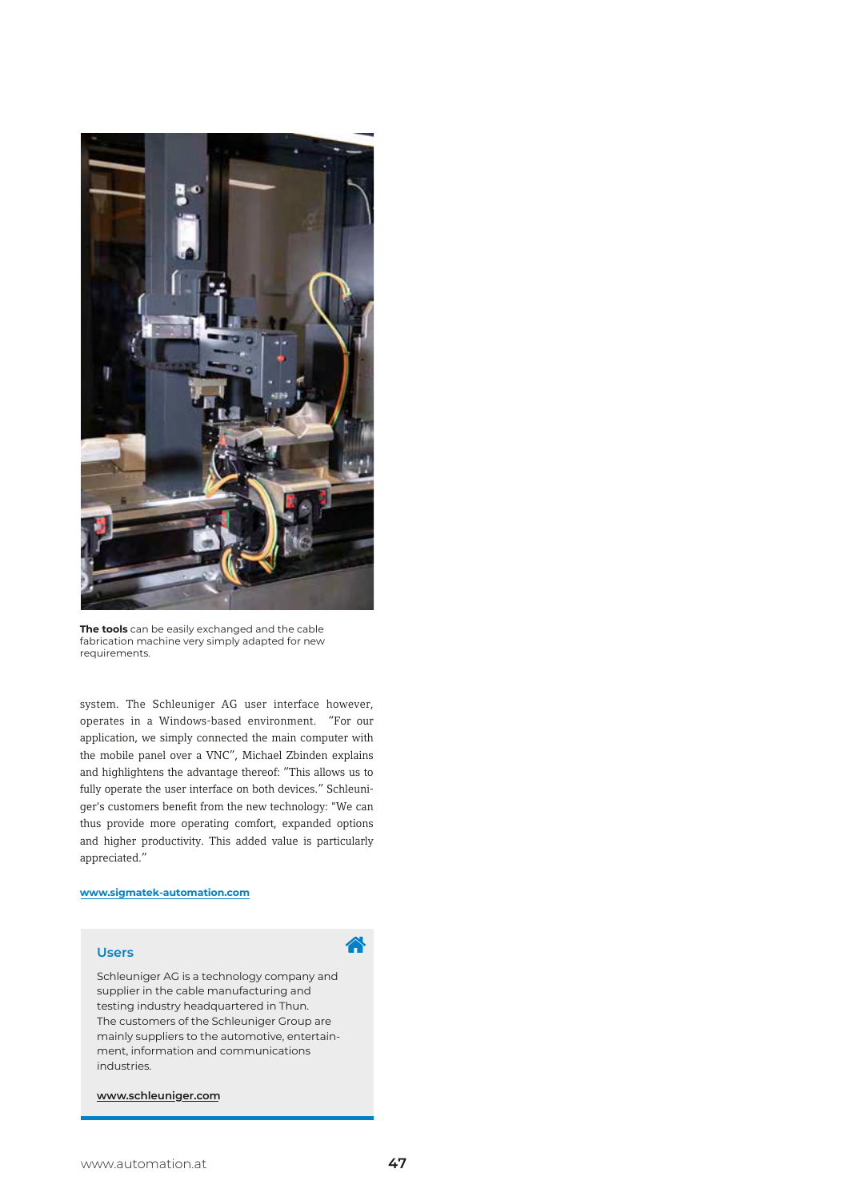**The tools** can be easily exchanged and the cable fabrication machine very simply adapted for new requirements.

system. The Schleuniger AG user interface however, operates in a Windows-based environment. "For our application, we simply connected the main computer with the mobile panel over a VNC", Michael Zbinden explains and highlightens the advantage thereof: "This allows us to fully operate the user interface on both devices." Schleuniger's customers benefit from the new technology: "We can thus provide more operating comfort, expanded options and higher productivity. This added value is particularly appreciated."

www.sigmatek-automation.com

## Users

Schleuniger AG is a technology company and supplier in the cable manufacturing and testing industry headquartered in Thun. The customers of the Schleuniger Group are mainly suppliers to the automotive, entertainment, information and communications industries.

www.schleuniger.com